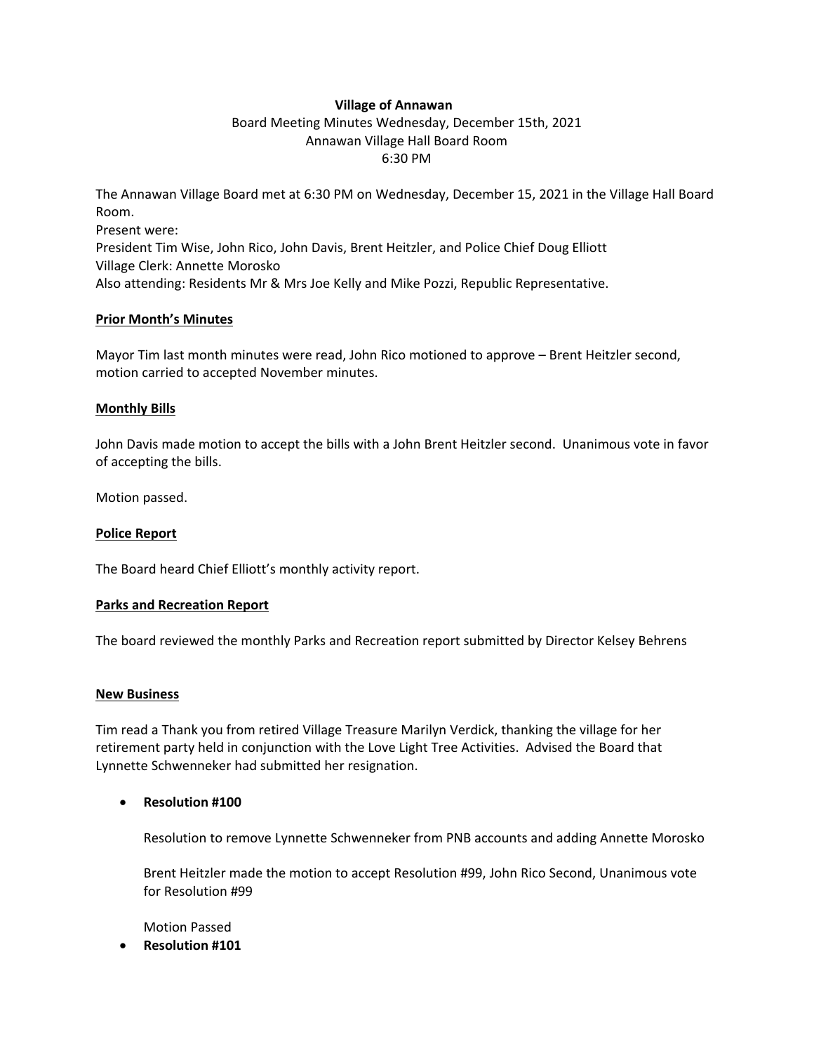**Village of Annawan**

Board Meeting Minutes Wednesday, December 15th, 2021

Annawan Village Hall Board Room

6:30 PM

The Annawan Village Board met at 6:30 PM on Wednesday, December 15, 2021 in the Village Hall Board Room.

Present were:

President Tim Wise, John Rico, John Davis, Brent Heitzler, and Police Chief Doug Elliott

Village Clerk: Annette Morosko

Also attending: Residents Mr & Mrs Joe Kelly and Mike Pozzi, Republic Representative.

**Prior Month's Minutes**

Mayor Tim last month minutes were read, John Rico motioned to approve – Brent Heitzler second, motion carried to accepted November minutes.

**Monthly Bills**

John Davis made motion to accept the bills with a John Brent Heitzler second. Unanimous vote in favor of accepting the bills.

Motion passed.

**Police Report**

The Board heard Chief Elliott's monthly activity report.

**Parks and Recreation Report**

The board reviewed the monthly Parks and Recreation report submitted by Director Kelsey Behrens

**New Business**

Tim read a Thank you from retired Village Treasure Marilyn Verdick, thanking the village for her retirement party held in conjunction with the Love Light Tree Activities. Advised the Board that Lynnette Schwenneker had submitted her resignation.

- **Resolution #100**

  Resolution to remove Lynnette Schwenneker from PNB accounts and adding Annette Morosko

  Brent Heitzler made the motion to accept Resolution #99, John Rico Second, Unanimous vote for Resolution #99

  Motion Passed

- **Resolution #101**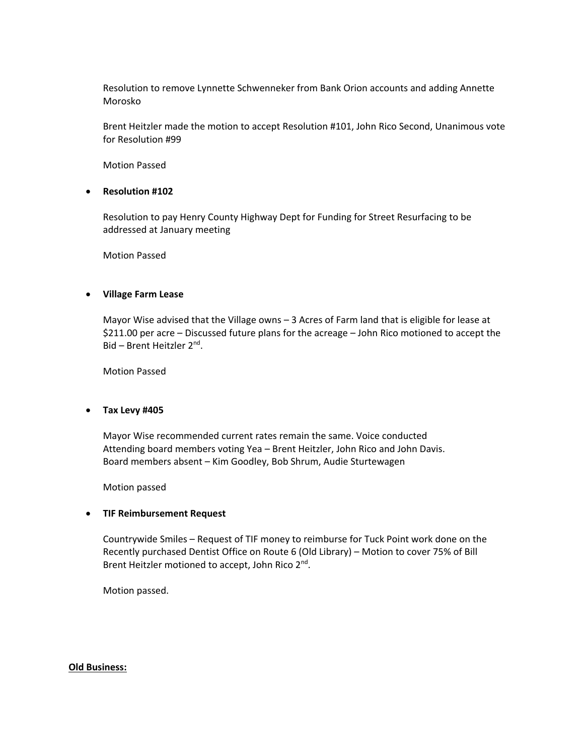Resolution to remove Lynnette Schwenneker from Bank Orion accounts and adding Annette Morosko

Brent Heitzler made the motion to accept Resolution #101, John Rico Second, Unanimous vote for Resolution #99

Motion Passed

- **Resolution #102**

  Resolution to pay Henry County Highway Dept for Funding for Street Resurfacing to be addressed at January meeting

  Motion Passed

- **Village Farm Lease**

  Mayor Wise advised that the Village owns – 3 Acres of Farm land that is eligible for lease at $211.00 per acre – Discussed future plans for the acreage – John Rico motioned to accept the Bid – Brent Heitzler 2nd.

  Motion Passed

- **Tax Levy #405**

  Mayor Wise recommended current rates remain the same. Voice conducted
  Attending board members voting Yea – Brent Heitzler, John Rico and John Davis.
  Board members absent – Kim Goodley, Bob Shrum, Audie Sturtewagen

  Motion passed

- **TIF Reimbursement Request**

  Countrywide Smiles – Request of TIF money to reimburse for Tuck Point work done on the Recently purchased Dentist Office on Route 6 (Old Library) – Motion to cover 75% of Bill
  Brent Heitzler motioned to accept, John Rico 2nd.

  Motion passed.

**Old Business:**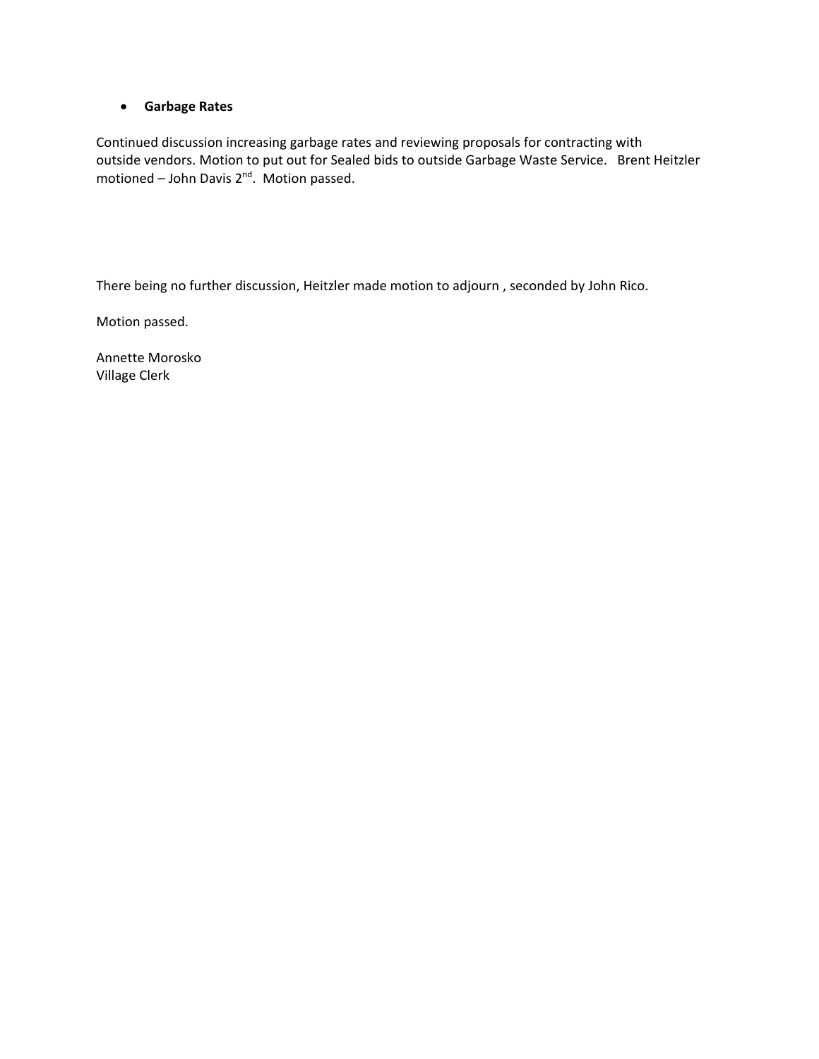- **Garbage Rates**

Continued discussion increasing garbage rates and reviewing proposals for contracting with outside vendors. Motion to put out for Sealed bids to outside Garbage Waste Service. Brent Heitzler motioned – John Davis $2^{nd}$. Motion passed.

There being no further discussion, Heitzler made motion to adjourn , seconded by John Rico.

Motion passed.

Annette Morosko
Village Clerk